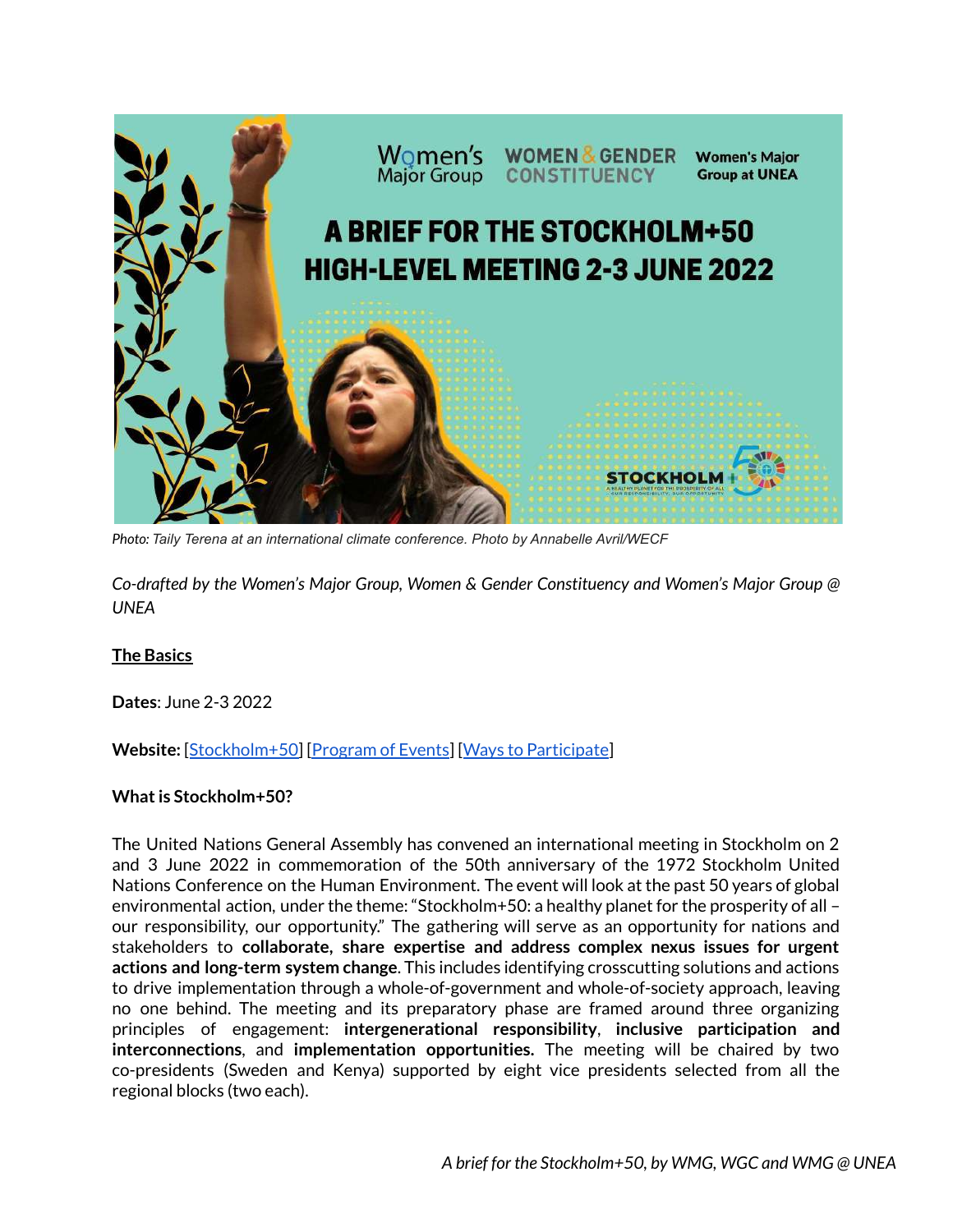Photo: *Taily Terena at an international climate conference. Photo by Annabelle Avril/WECF*

*Co-drafted by the Women's Major Group, Women & Gender Constituency and Women's Major Group @ UNEA*

## The Basics

**Dates**: June 2-3 2022

**Website:** [Stockholm+50] [Program of Events] [Ways to Participate]

### What is Stockholm+50?

The United Nations General Assembly has convened an international meeting in Stockholm on 2 and 3 June 2022 in commemoration of the 50th anniversary of the 1972 Stockholm United Nations Conference on the Human Environment. The event will look at the past 50 years of global environmental action, under the theme: "Stockholm+50: a healthy planet for the prosperity of all – our responsibility, our opportunity." The gathering will serve as an opportunity for nations and stakeholders to **collaborate, share expertise and address complex nexus issues for urgent actions and long-term system change**. This includes identifying crosscutting solutions and actions to drive implementation through a whole-of-government and whole-of-society approach, leaving no one behind. The meeting and its preparatory phase are framed around three organizing principles of engagement: **intergenerational responsibility**, **inclusive participation and interconnections**, and **implementation opportunities.** The meeting will be chaired by two co-presidents (Sweden and Kenya) supported by eight vice presidents selected from all the regional blocks (two each).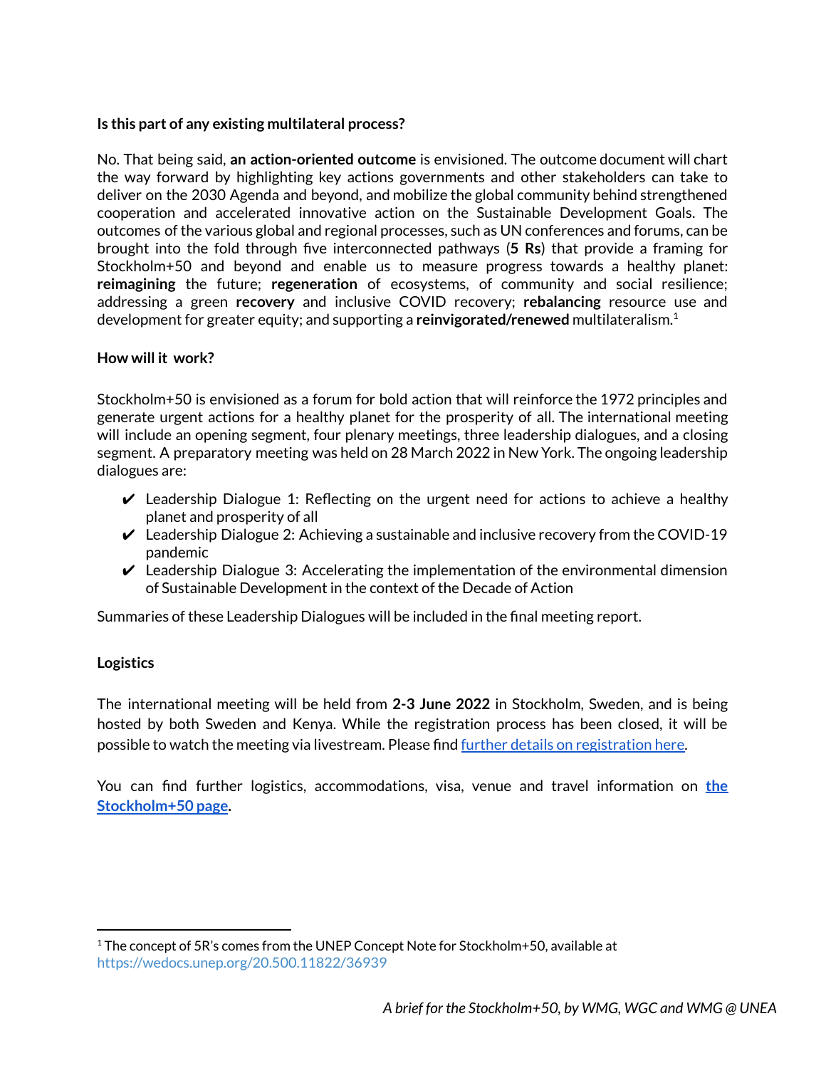**Is this part of any existing multilateral process?**

No. That being said, **an action-oriented outcome** is envisioned. The outcome document will chart the way forward by highlighting key actions governments and other stakeholders can take to deliver on the 2030 Agenda and beyond, and mobilize the global community behind strengthened cooperation and accelerated innovative action on the Sustainable Development Goals. The outcomes of the various global and regional processes, such as UN conferences and forums, can be brought into the fold through five interconnected pathways (**5 Rs**) that provide a framing for Stockholm+50 and beyond and enable us to measure progress towards a healthy planet: **reimagining** the future; **regeneration** of ecosystems, of community and social resilience; addressing a green **recovery** and inclusive COVID recovery; **rebalancing** resource use and development for greater equity; and supporting a **reinvigorated/renewed** multilateralism.[1]

**How will it work?**

Stockholm+50 is envisioned as a forum for bold action that will reinforce the 1972 principles and generate urgent actions for a healthy planet for the prosperity of all. The international meeting will include an opening segment, four plenary meetings, three leadership dialogues, and a closing segment. A preparatory meeting was held on 28 March 2022 in New York. The ongoing leadership dialogues are:

- ✔ Leadership Dialogue 1: Reflecting on the urgent need for actions to achieve a healthy planet and prosperity of all
- ✔ Leadership Dialogue 2: Achieving a sustainable and inclusive recovery from the COVID-19 pandemic
- ✔ Leadership Dialogue 3: Accelerating the implementation of the environmental dimension of Sustainable Development in the context of the Decade of Action

Summaries of these Leadership Dialogues will be included in the final meeting report.

**Logistics**

The international meeting will be held from **2-3 June 2022** in Stockholm, Sweden, and is being hosted by both Sweden and Kenya. While the registration process has been closed, it will be possible to watch the meeting via livestream. Please find further details on registration here.

You can find further logistics, accommodations, visa, venue and travel information on **the Stockholm+50 page.**

---

[1] The concept of 5R's comes from the UNEP Concept Note for Stockholm+50, available at https://wedocs.unep.org/20.500.11822/36939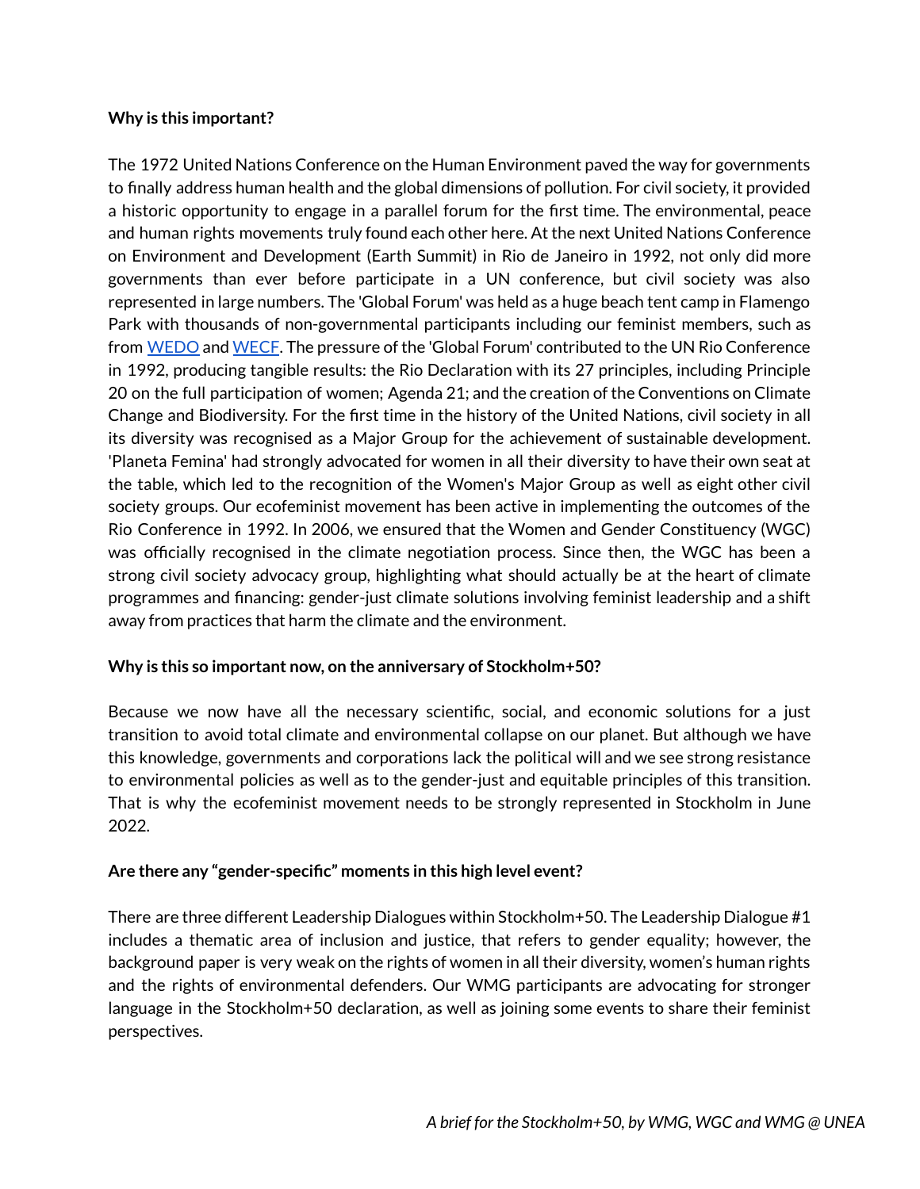**Why is this important?**

The 1972 United Nations Conference on the Human Environment paved the way for governments to finally address human health and the global dimensions of pollution. For civil society, it provided a historic opportunity to engage in a parallel forum for the first time. The environmental, peace and human rights movements truly found each other here. At the next United Nations Conference on Environment and Development (Earth Summit) in Rio de Janeiro in 1992, not only did more governments than ever before participate in a UN conference, but civil society was also represented in large numbers. The 'Global Forum' was held as a huge beach tent camp in Flamengo Park with thousands of non-governmental participants including our feminist members, such as from WEDO and WECF. The pressure of the 'Global Forum' contributed to the UN Rio Conference in 1992, producing tangible results: the Rio Declaration with its 27 principles, including Principle 20 on the full participation of women; Agenda 21; and the creation of the Conventions on Climate Change and Biodiversity. For the first time in the history of the United Nations, civil society in all its diversity was recognised as a Major Group for the achievement of sustainable development. 'Planeta Femina' had strongly advocated for women in all their diversity to have their own seat at the table, which led to the recognition of the Women's Major Group as well as eight other civil society groups. Our ecofeminist movement has been active in implementing the outcomes of the Rio Conference in 1992. In 2006, we ensured that the Women and Gender Constituency (WGC) was officially recognised in the climate negotiation process. Since then, the WGC has been a strong civil society advocacy group, highlighting what should actually be at the heart of climate programmes and financing: gender-just climate solutions involving feminist leadership and a shift away from practices that harm the climate and the environment.

**Why is this so important now, on the anniversary of Stockholm+50?**

Because we now have all the necessary scientific, social, and economic solutions for a just transition to avoid total climate and environmental collapse on our planet. But although we have this knowledge, governments and corporations lack the political will and we see strong resistance to environmental policies as well as to the gender-just and equitable principles of this transition. That is why the ecofeminist movement needs to be strongly represented in Stockholm in June 2022.

**Are there any "gender-specific" moments in this high level event?**

There are three different Leadership Dialogues within Stockholm+50. The Leadership Dialogue #1 includes a thematic area of inclusion and justice, that refers to gender equality; however, the background paper is very weak on the rights of women in all their diversity, women's human rights and the rights of environmental defenders. Our WMG participants are advocating for stronger language in the Stockholm+50 declaration, as well as joining some events to share their feminist perspectives.

*A brief for the Stockholm+50, by WMG, WGC and WMG @ UNEA*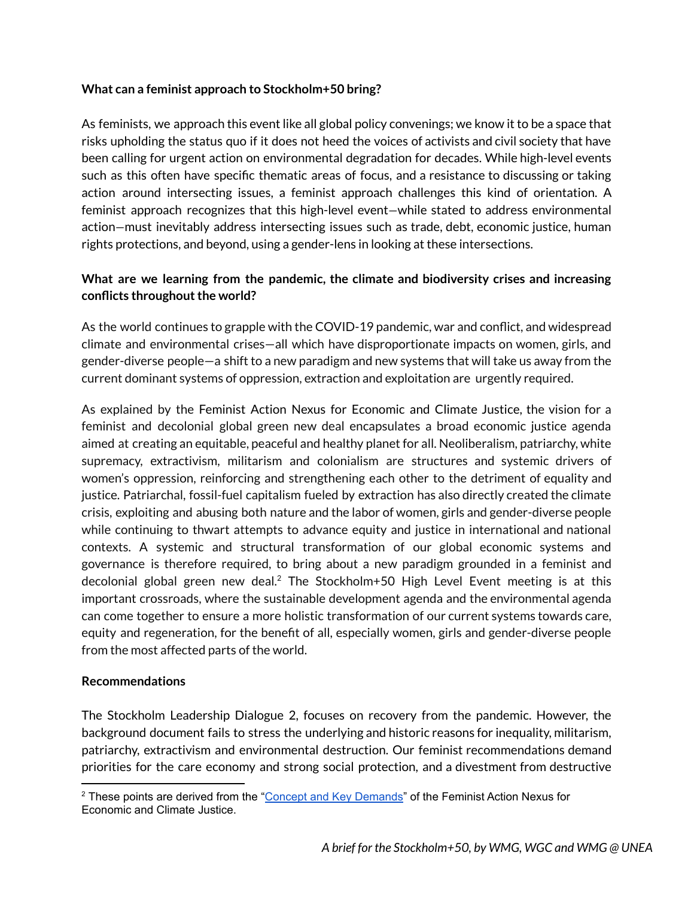**What can a feminist approach to Stockholm+50 bring?**

As feminists, we approach this event like all global policy convenings; we know it to be a space that risks upholding the status quo if it does not heed the voices of activists and civil society that have been calling for urgent action on environmental degradation for decades. While high-level events such as this often have specific thematic areas of focus, and a resistance to discussing or taking action around intersecting issues, a feminist approach challenges this kind of orientation. A feminist approach recognizes that this high-level event—while stated to address environmental action—must inevitably address intersecting issues such as trade, debt, economic justice, human rights protections, and beyond, using a gender-lens in looking at these intersections.

**What are we learning from the pandemic, the climate and biodiversity crises and increasing conflicts throughout the world?**

As the world continues to grapple with the COVID-19 pandemic, war and conflict, and widespread climate and environmental crises—all which have disproportionate impacts on women, girls, and gender-diverse people—a shift to a new paradigm and new systems that will take us away from the current dominant systems of oppression, extraction and exploitation are urgently required.

As explained by the Feminist Action Nexus for Economic and Climate Justice, the vision for a feminist and decolonial global green new deal encapsulates a broad economic justice agenda aimed at creating an equitable, peaceful and healthy planet for all. Neoliberalism, patriarchy, white supremacy, extractivism, militarism and colonialism are structures and systemic drivers of women's oppression, reinforcing and strengthening each other to the detriment of equality and justice. Patriarchal, fossil-fuel capitalism fueled by extraction has also directly created the climate crisis, exploiting and abusing both nature and the labor of women, girls and gender-diverse people while continuing to thwart attempts to advance equity and justice in international and national contexts. A systemic and structural transformation of our global economic systems and governance is therefore required, to bring about a new paradigm grounded in a feminist and decolonial global green new deal.[2] The Stockholm+50 High Level Event meeting is at this important crossroads, where the sustainable development agenda and the environmental agenda can come together to ensure a more holistic transformation of our current systems towards care, equity and regeneration, for the benefit of all, especially women, girls and gender-diverse people from the most affected parts of the world.

**Recommendations**

The Stockholm Leadership Dialogue 2, focuses on recovery from the pandemic. However, the background document fails to stress the underlying and historic reasons for inequality, militarism, patriarchy, extractivism and environmental destruction. Our feminist recommendations demand priorities for the care economy and strong social protection, and a divestment from destructive

[2] These points are derived from the "Concept and Key Demands" of the Feminist Action Nexus for Economic and Climate Justice.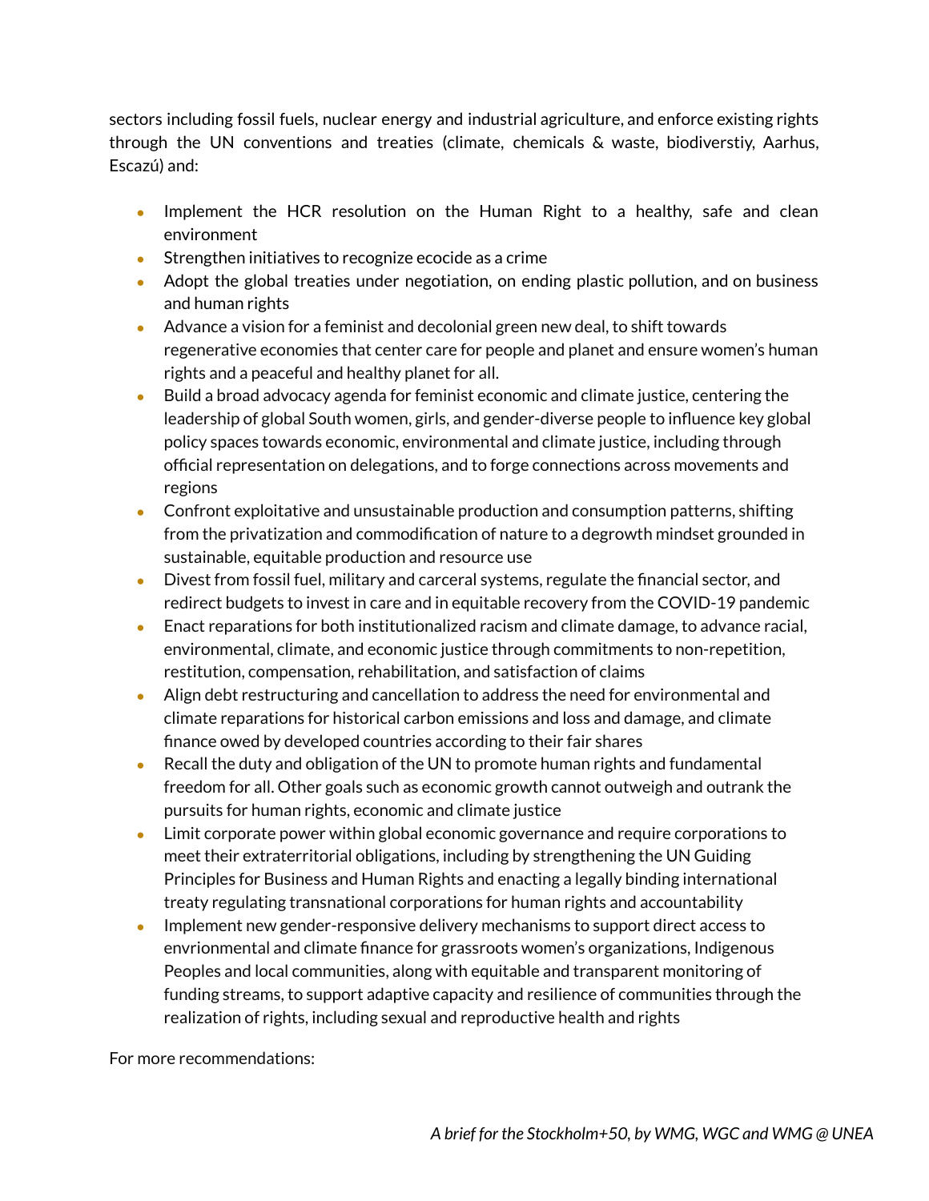sectors including fossil fuels, nuclear energy and industrial agriculture, and enforce existing rights through the UN conventions and treaties (climate, chemicals & waste, biodiverstiy, Aarhus, Escazú) and:

- Implement the HCR resolution on the Human Right to a healthy, safe and clean environment
- Strengthen initiatives to recognize ecocide as a crime
- Adopt the global treaties under negotiation, on ending plastic pollution, and on business and human rights
- Advance a vision for a feminist and decolonial green new deal, to shift towards regenerative economies that center care for people and planet and ensure women's human rights and a peaceful and healthy planet for all.
- Build a broad advocacy agenda for feminist economic and climate justice, centering the leadership of global South women, girls, and gender-diverse people to influence key global policy spaces towards economic, environmental and climate justice, including through official representation on delegations, and to forge connections across movements and regions
- Confront exploitative and unsustainable production and consumption patterns, shifting from the privatization and commodification of nature to a degrowth mindset grounded in sustainable, equitable production and resource use
- Divest from fossil fuel, military and carceral systems, regulate the financial sector, and redirect budgets to invest in care and in equitable recovery from the COVID-19 pandemic
- Enact reparations for both institutionalized racism and climate damage, to advance racial, environmental, climate, and economic justice through commitments to non-repetition, restitution, compensation, rehabilitation, and satisfaction of claims
- Align debt restructuring and cancellation to address the need for environmental and climate reparations for historical carbon emissions and loss and damage, and climate finance owed by developed countries according to their fair shares
- Recall the duty and obligation of the UN to promote human rights and fundamental freedom for all. Other goals such as economic growth cannot outweigh and outrank the pursuits for human rights, economic and climate justice
- Limit corporate power within global economic governance and require corporations to meet their extraterritorial obligations, including by strengthening the UN Guiding Principles for Business and Human Rights and enacting a legally binding international treaty regulating transnational corporations for human rights and accountability
- Implement new gender-responsive delivery mechanisms to support direct access to envrionmental and climate finance for grassroots women's organizations, Indigenous Peoples and local communities, along with equitable and transparent monitoring of funding streams, to support adaptive capacity and resilience of communities through the realization of rights, including sexual and reproductive health and rights

For more recommendations: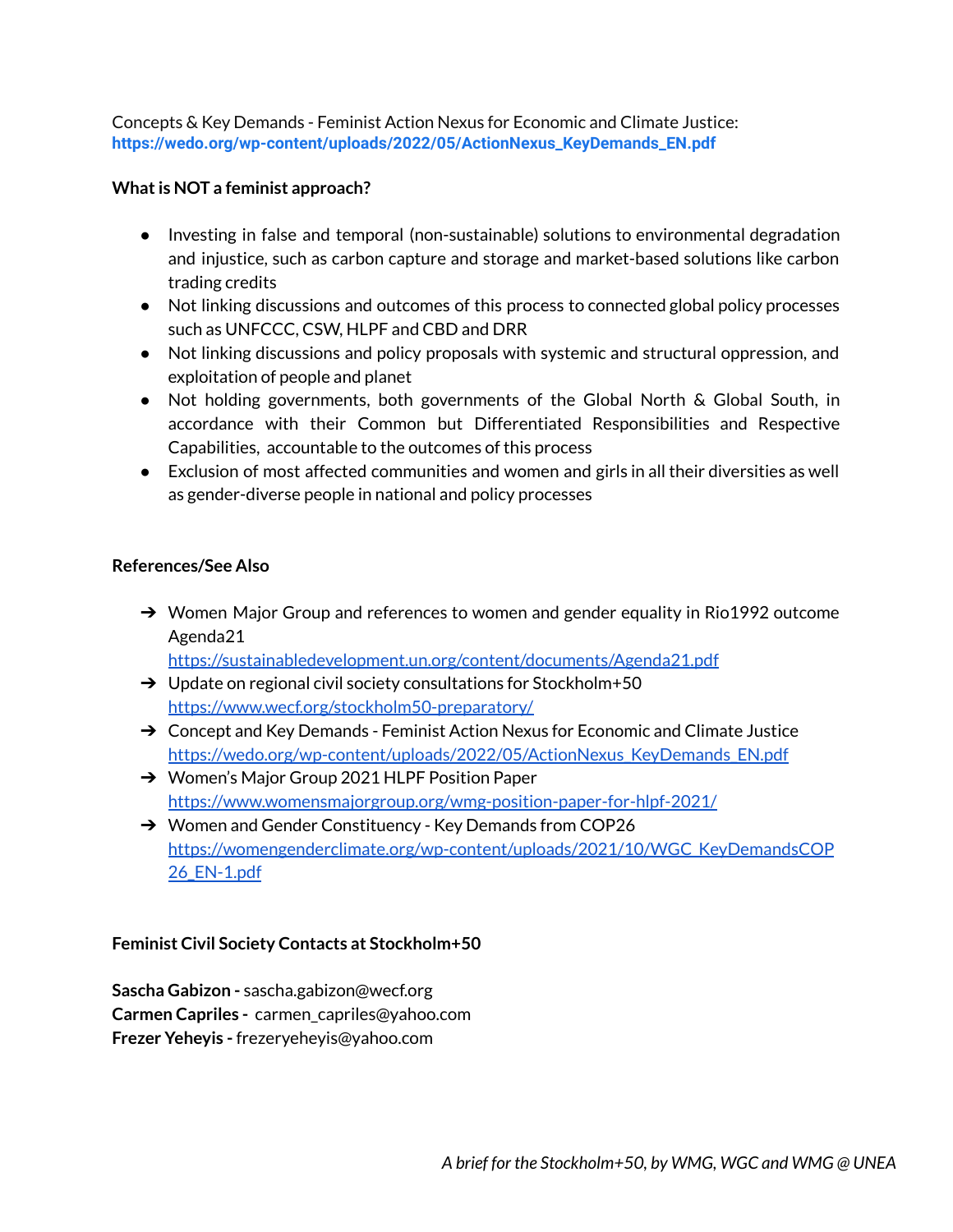Concepts & Key Demands - Feminist Action Nexus for Economic and Climate Justice: **https://wedo.org/wp-content/uploads/2022/05/ActionNexus_KeyDemands_EN.pdf**

**What is NOT a feminist approach?**

- Investing in false and temporal (non-sustainable) solutions to environmental degradation and injustice, such as carbon capture and storage and market-based solutions like carbon trading credits
- Not linking discussions and outcomes of this process to connected global policy processes such as UNFCCC, CSW, HLPF and CBD and DRR
- Not linking discussions and policy proposals with systemic and structural oppression, and exploitation of people and planet
- Not holding governments, both governments of the Global North & Global South, in accordance with their Common but Differentiated Responsibilities and Respective Capabilities, accountable to the outcomes of this process
- Exclusion of most affected communities and women and girls in all their diversities as well as gender-diverse people in national and policy processes

**References/See Also**

- ➔ Women Major Group and references to women and gender equality in Rio1992 outcome Agenda21 https://sustainabledevelopment.un.org/content/documents/Agenda21.pdf
- ➔ Update on regional civil society consultations for Stockholm+50 https://www.wecf.org/stockholm50-preparatory/
- ➔ Concept and Key Demands - Feminist Action Nexus for Economic and Climate Justice https://wedo.org/wp-content/uploads/2022/05/ActionNexus_KeyDemands_EN.pdf
- ➔ Women's Major Group 2021 HLPF Position Paper https://www.womensmajorgroup.org/wmg-position-paper-for-hlpf-2021/
- ➔ Women and Gender Constituency - Key Demands from COP26 https://womengenderclimate.org/wp-content/uploads/2021/10/WGC_KeyDemandsCOP26_EN-1.pdf

**Feminist Civil Society Contacts at Stockholm+50**

**Sascha Gabizon -** sascha.gabizon@wecf.org
**Carmen Capriles -** carmen_capriles@yahoo.com
**Frezer Yeheyis -** frezeryeheyis@yahoo.com

*A brief for the Stockholm+50, by WMG, WGC and WMG @ UNEA*